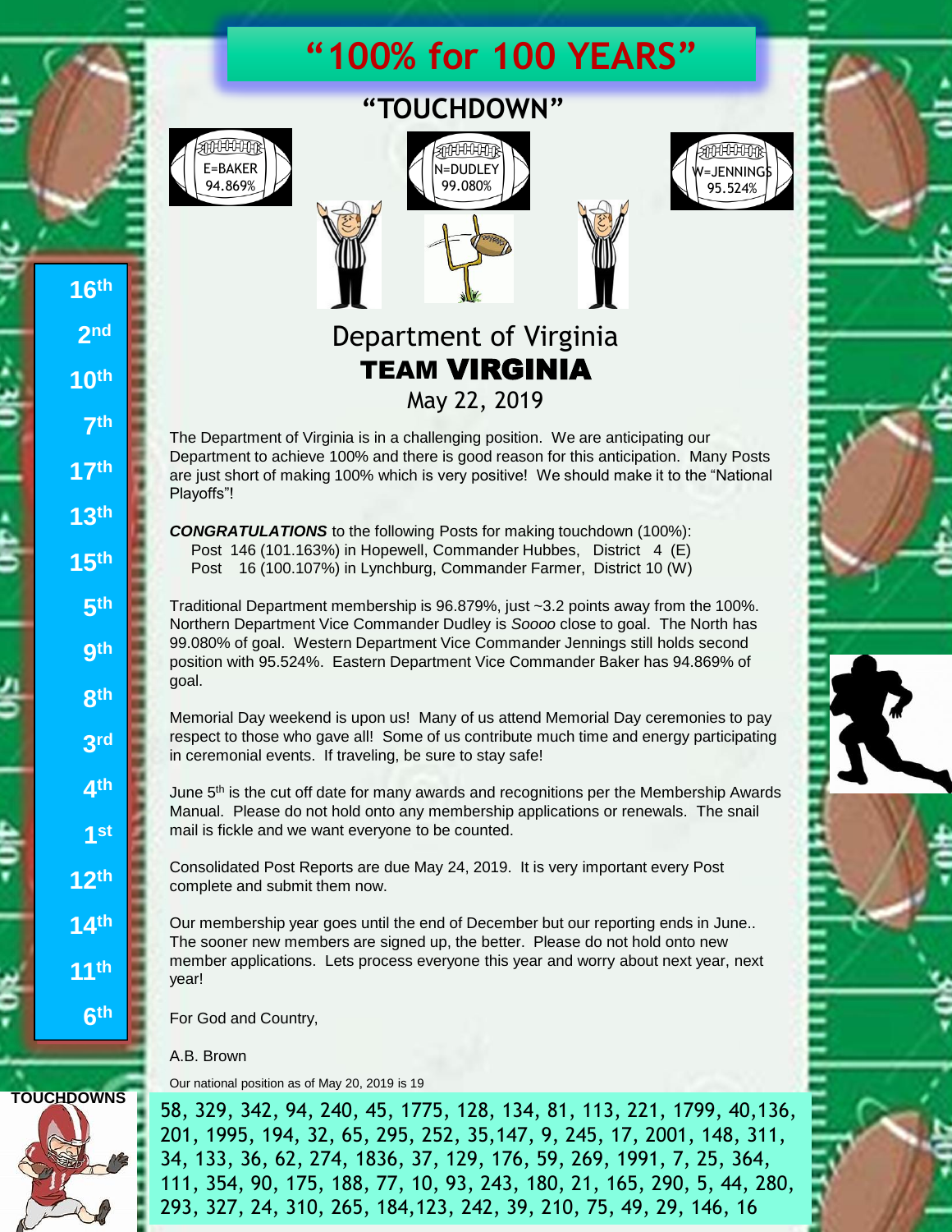# "100% for 100 YEARS"

## "TOUCHDOWN"

E=BAKER 94.869%

N=DUDLEY 99.080%

W=JENNINGS 95.524%

16th
2nd
10th
7th
17th
13th
15th
5th
9th
8th
3rd
4th
1st
12th
14th
11th
6th

## Department of Virginia
## TEAM VIRGINIA
May 22, 2019

The Department of Virginia is in a challenging position. We are anticipating our Department to achieve 100% and there is good reason for this anticipation. Many Posts are just short of making 100% which is very positive! We should make it to the "National Playoffs"!

***CONGRATULATIONS*** to the following Posts for making touchdown (100%):
Post 146 (101.163%) in Hopewell, Commander Hubbes, District 4 (E)
Post 16 (100.107%) in Lynchburg, Commander Farmer, District 10 (W)

Traditional Department membership is 96.879%, just ~3.2 points away from the 100%. Northern Department Vice Commander Dudley is *Soooo* close to goal. The North has 99.080% of goal. Western Department Vice Commander Jennings still holds second position with 95.524%. Eastern Department Vice Commander Baker has 94.869% of goal.

Memorial Day weekend is upon us! Many of us attend Memorial Day ceremonies to pay respect to those who gave all! Some of us contribute much time and energy participating in ceremonial events. If traveling, be sure to stay safe!

June 5th is the cut off date for many awards and recognitions per the Membership Awards Manual. Please do not hold onto any membership applications or renewals. The snail mail is fickle and we want everyone to be counted.

Consolidated Post Reports are due May 24, 2019. It is very important every Post complete and submit them now.

Our membership year goes until the end of December but our reporting ends in June.. The sooner new members are signed up, the better. Please do not hold onto new member applications. Lets process everyone this year and worry about next year, next year!

For God and Country,

A.B. Brown

Our national position as of May 20, 2019 is 19

**TOUCHDOWNS**

58, 329, 342, 94, 240, 45, 1775, 128, 134, 81, 113, 221, 1799, 40,136, 201, 1995, 194, 32, 65, 295, 252, 35,147, 9, 245, 17, 2001, 148, 311, 34, 133, 36, 62, 274, 1836, 37, 129, 176, 59, 269, 1991, 7, 25, 364, 111, 354, 90, 175, 188, 77, 10, 93, 243, 180, 21, 165, 290, 5, 44, 280, 293, 327, 24, 310, 265, 184,123, 242, 39, 210, 75, 49, 29, 146, 16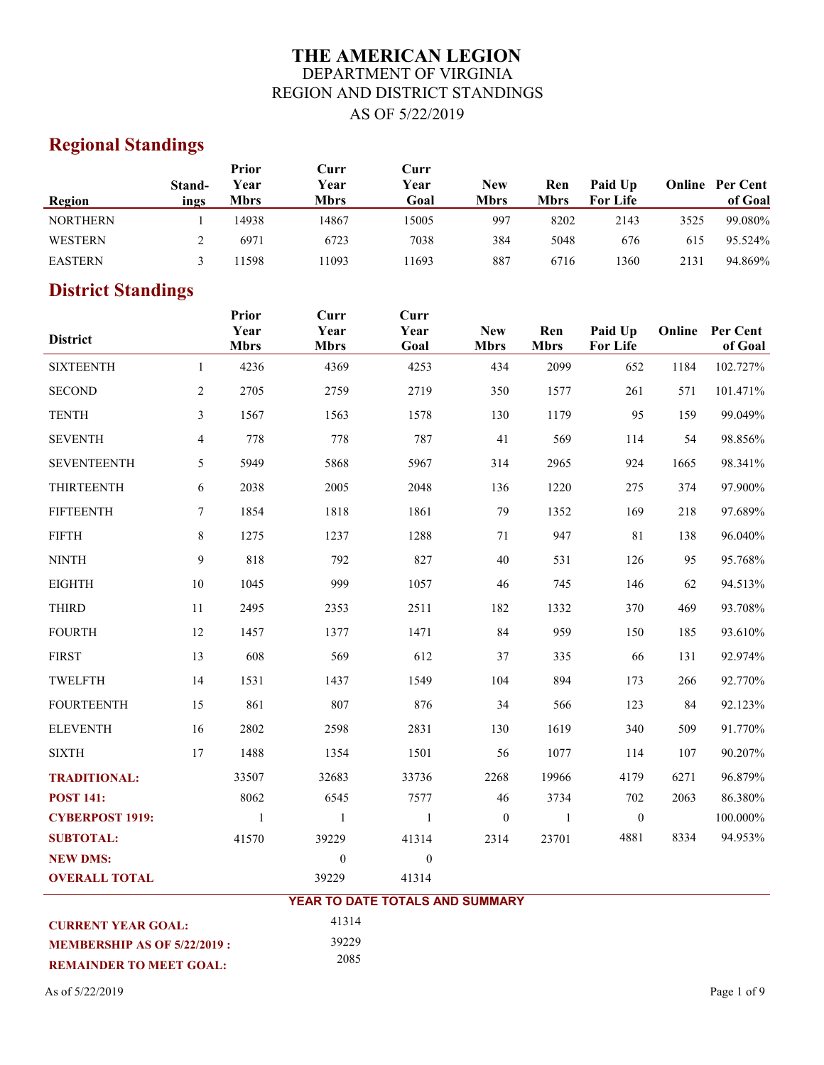# THE AMERICAN LEGION

## DEPARTMENT OF VIRGINIA

## REGION AND DISTRICT STANDINGS

## AS OF 5/22/2019

## Regional Standings

| Region | Standings | Prior Year Mbrs | Curr Year Mbrs | Curr Year Goal | New Mbrs | Ren Mbrs | Paid Up For Life | Online | Per Cent of Goal |
|---|---|---|---|---|---|---|---|---|---|
| NORTHERN | 1 | 14938 | 14867 | 15005 | 997 | 8202 | 2143 | 3525 | 99.080% |
| WESTERN | 2 | 6971 | 6723 | 7038 | 384 | 5048 | 676 | 615 | 95.524% |
| EASTERN | 3 | 11598 | 11093 | 11693 | 887 | 6716 | 1360 | 2131 | 94.869% |

## District Standings

| District | | Prior Year Mbrs | Curr Year Mbrs | Curr Year Goal | New Mbrs | Ren Mbrs | Paid Up For Life | Online | Per Cent of Goal |
|---|---|---|---|---|---|---|---|---|---|
| SIXTEENTH | 1 | 4236 | 4369 | 4253 | 434 | 2099 | 652 | 1184 | 102.727% |
| SECOND | 2 | 2705 | 2759 | 2719 | 350 | 1577 | 261 | 571 | 101.471% |
| TENTH | 3 | 1567 | 1563 | 1578 | 130 | 1179 | 95 | 159 | 99.049% |
| SEVENTH | 4 | 778 | 778 | 787 | 41 | 569 | 114 | 54 | 98.856% |
| SEVENTEENTH | 5 | 5949 | 5868 | 5967 | 314 | 2965 | 924 | 1665 | 98.341% |
| THIRTEENTH | 6 | 2038 | 2005 | 2048 | 136 | 1220 | 275 | 374 | 97.900% |
| FIFTEENTH | 7 | 1854 | 1818 | 1861 | 79 | 1352 | 169 | 218 | 97.689% |
| FIFTH | 8 | 1275 | 1237 | 1288 | 71 | 947 | 81 | 138 | 96.040% |
| NINTH | 9 | 818 | 792 | 827 | 40 | 531 | 126 | 95 | 95.768% |
| EIGHTH | 10 | 1045 | 999 | 1057 | 46 | 745 | 146 | 62 | 94.513% |
| THIRD | 11 | 2495 | 2353 | 2511 | 182 | 1332 | 370 | 469 | 93.708% |
| FOURTH | 12 | 1457 | 1377 | 1471 | 84 | 959 | 150 | 185 | 93.610% |
| FIRST | 13 | 608 | 569 | 612 | 37 | 335 | 66 | 131 | 92.974% |
| TWELFTH | 14 | 1531 | 1437 | 1549 | 104 | 894 | 173 | 266 | 92.770% |
| FOURTEENTH | 15 | 861 | 807 | 876 | 34 | 566 | 123 | 84 | 92.123% |
| ELEVENTH | 16 | 2802 | 2598 | 2831 | 130 | 1619 | 340 | 509 | 91.770% |
| SIXTH | 17 | 1488 | 1354 | 1501 | 56 | 1077 | 114 | 107 | 90.207% |
| **TRADITIONAL:** | | 33507 | 32683 | 33736 | 2268 | 19966 | 4179 | 6271 | 96.879% |
| **POST 141:** | | 8062 | 6545 | 7577 | 46 | 3734 | 702 | 2063 | 86.380% |
| **CYBERPOST 1919:** | | 1 | 1 | 1 | 0 | 1 | 0 | | 100.000% |
| **SUBTOTAL:** | | 41570 | 39229 | 41314 | 2314 | 23701 | 4881 | 8334 | 94.953% |
| **NEW DMS:** | | | 0 | 0 | | | | | |
| **OVERALL TOTAL** | | | 39229 | 41314 | | | | | |

**YEAR TO DATE TOTALS AND SUMMARY**

| | |
|---|---|
| **CURRENT YEAR GOAL:** | 41314 |
| **MEMBERSHIP AS OF 5/22/2019 :** | 39229 |
| **REMAINDER TO MEET GOAL:** | 2085 |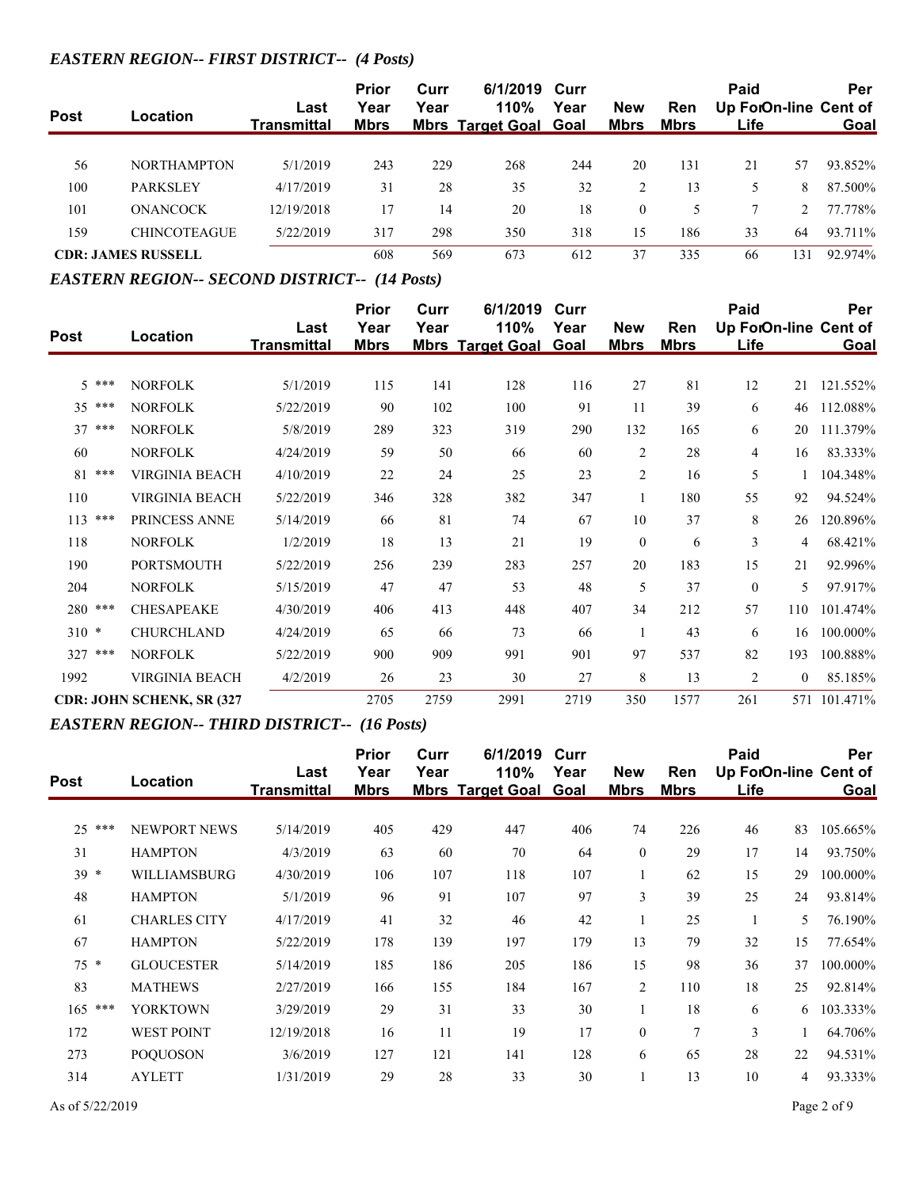### *EASTERN REGION-- FIRST DISTRICT-- (4 Posts)*

| Post | Location | Last Transmittal | Prior Year Mbrs | Curr Year Mbrs | 6/1/2019 110% Target Goal | Curr Year Goal | New Mbrs | Ren Mbrs | Paid Up For Life | On-line | Per Cent of Goal |
|---|---|---|---|---|---|---|---|---|---|---|---|
| 56 | NORTHAMPTON | 5/1/2019 | 243 | 229 | 268 | 244 | 20 | 131 | 21 | 57 | 93.852% |
| 100 | PARKSLEY | 4/17/2019 | 31 | 28 | 35 | 32 | 2 | 13 | 5 | 8 | 87.500% |
| 101 | ONANCOCK | 12/19/2018 | 17 | 14 | 20 | 18 | 0 | 5 | 7 | 2 | 77.778% |
| 159 | CHINCOTEAGUE | 5/22/2019 | 317 | 298 | 350 | 318 | 15 | 186 | 33 | 64 | 93.711% |
| CDR: JAMES RUSSELL | | | 608 | 569 | 673 | 612 | 37 | 335 | 66 | 131 | 92.974% |

### *EASTERN REGION-- SECOND DISTRICT-- (14 Posts)*

| Post | Location | Last Transmittal | Prior Year Mbrs | Curr Year Mbrs | 6/1/2019 110% Target Goal | Curr Year Goal | New Mbrs | Ren Mbrs | Paid Up For Life | On-line | Per Cent of Goal |
|---|---|---|---|---|---|---|---|---|---|---|---|
| 5 *** | NORFOLK | 5/1/2019 | 115 | 141 | 128 | 116 | 27 | 81 | 12 | 21 | 121.552% |
| 35 *** | NORFOLK | 5/22/2019 | 90 | 102 | 100 | 91 | 11 | 39 | 6 | 46 | 112.088% |
| 37 *** | NORFOLK | 5/8/2019 | 289 | 323 | 319 | 290 | 132 | 165 | 6 | 20 | 111.379% |
| 60 | NORFOLK | 4/24/2019 | 59 | 50 | 66 | 60 | 2 | 28 | 4 | 16 | 83.333% |
| 81 *** | VIRGINIA BEACH | 4/10/2019 | 22 | 24 | 25 | 23 | 2 | 16 | 5 | 1 | 104.348% |
| 110 | VIRGINIA BEACH | 5/22/2019 | 346 | 328 | 382 | 347 | 1 | 180 | 55 | 92 | 94.524% |
| 113 *** | PRINCESS ANNE | 5/14/2019 | 66 | 81 | 74 | 67 | 10 | 37 | 8 | 26 | 120.896% |
| 118 | NORFOLK | 1/2/2019 | 18 | 13 | 21 | 19 | 0 | 6 | 3 | 4 | 68.421% |
| 190 | PORTSMOUTH | 5/22/2019 | 256 | 239 | 283 | 257 | 20 | 183 | 15 | 21 | 92.996% |
| 204 | NORFOLK | 5/15/2019 | 47 | 47 | 53 | 48 | 5 | 37 | 0 | 5 | 97.917% |
| 280 *** | CHESAPEAKE | 4/30/2019 | 406 | 413 | 448 | 407 | 34 | 212 | 57 | 110 | 101.474% |
| 310 * | CHURCHLAND | 4/24/2019 | 65 | 66 | 73 | 66 | 1 | 43 | 6 | 16 | 100.000% |
| 327 *** | NORFOLK | 5/22/2019 | 900 | 909 | 991 | 901 | 97 | 537 | 82 | 193 | 100.888% |
| 1992 | VIRGINIA BEACH | 4/2/2019 | 26 | 23 | 30 | 27 | 8 | 13 | 2 | 0 | 85.185% |
| CDR: JOHN SCHENK, SR (327 | | | 2705 | 2759 | 2991 | 2719 | 350 | 1577 | 261 | 571 | 101.471% |

### *EASTERN REGION-- THIRD DISTRICT-- (16 Posts)*

| Post | Location | Last Transmittal | Prior Year Mbrs | Curr Year Mbrs | 6/1/2019 110% Target Goal | Curr Year Goal | New Mbrs | Ren Mbrs | Paid Up For Life | On-line | Per Cent of Goal |
|---|---|---|---|---|---|---|---|---|---|---|---|
| 25 *** | NEWPORT NEWS | 5/14/2019 | 405 | 429 | 447 | 406 | 74 | 226 | 46 | 83 | 105.665% |
| 31 | HAMPTON | 4/3/2019 | 63 | 60 | 70 | 64 | 0 | 29 | 17 | 14 | 93.750% |
| 39 * | WILLIAMSBURG | 4/30/2019 | 106 | 107 | 118 | 107 | 1 | 62 | 15 | 29 | 100.000% |
| 48 | HAMPTON | 5/1/2019 | 96 | 91 | 107 | 97 | 3 | 39 | 25 | 24 | 93.814% |
| 61 | CHARLES CITY | 4/17/2019 | 41 | 32 | 46 | 42 | 1 | 25 | 1 | 5 | 76.190% |
| 67 | HAMPTON | 5/22/2019 | 178 | 139 | 197 | 179 | 13 | 79 | 32 | 15 | 77.654% |
| 75 * | GLOUCESTER | 5/14/2019 | 185 | 186 | 205 | 186 | 15 | 98 | 36 | 37 | 100.000% |
| 83 | MATHEWS | 2/27/2019 | 166 | 155 | 184 | 167 | 2 | 110 | 18 | 25 | 92.814% |
| 165 *** | YORKTOWN | 3/29/2019 | 29 | 31 | 33 | 30 | 1 | 18 | 6 | 6 | 103.333% |
| 172 | WEST POINT | 12/19/2018 | 16 | 11 | 19 | 17 | 0 | 7 | 3 | 1 | 64.706% |
| 273 | POQUOSON | 3/6/2019 | 127 | 121 | 141 | 128 | 6 | 65 | 28 | 22 | 94.531% |
| 314 | AYLETT | 1/31/2019 | 29 | 28 | 33 | 30 | 1 | 13 | 10 | 4 | 93.333% |

As of 5/22/2019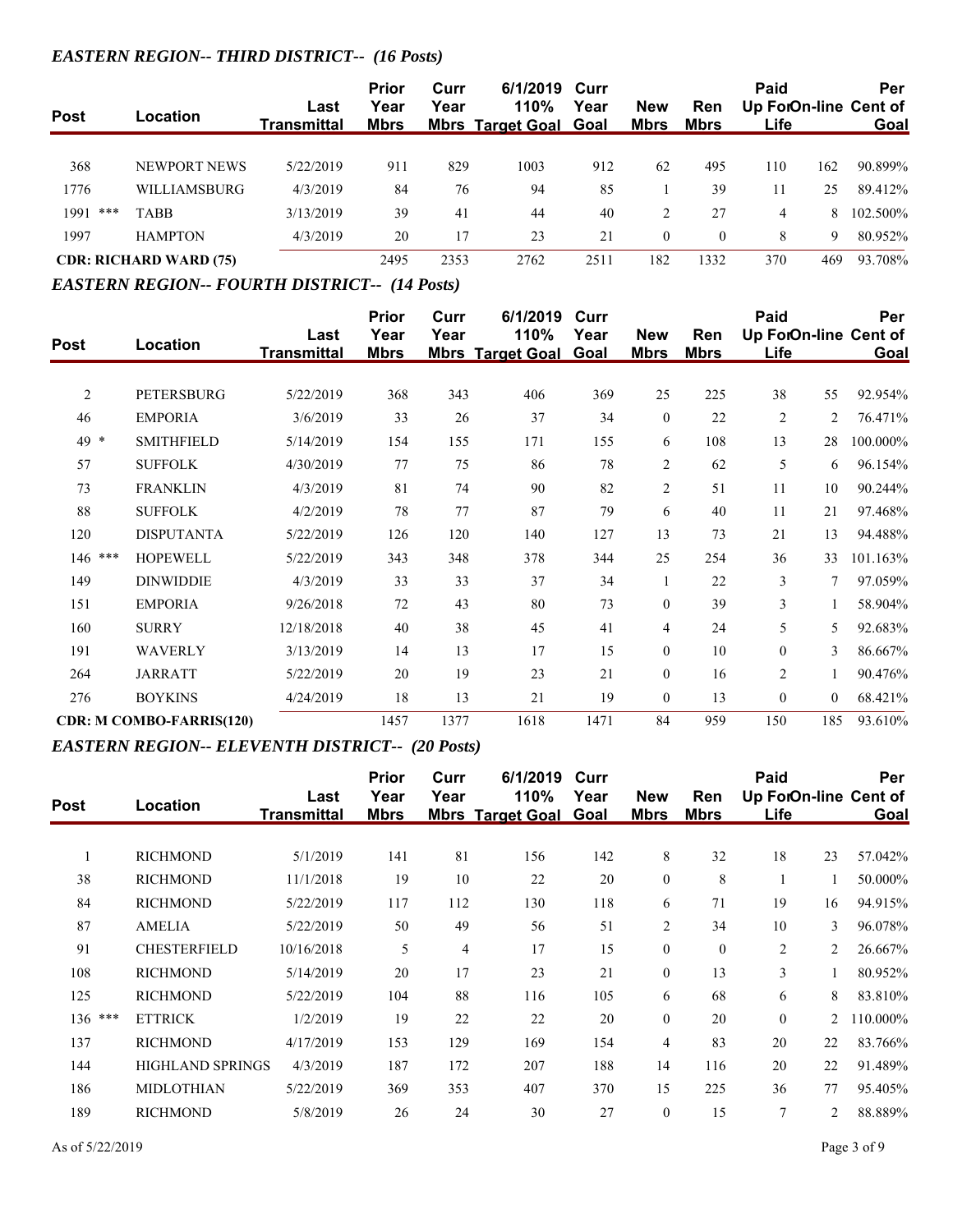### *EASTERN REGION-- THIRD DISTRICT-- (16 Posts)*

| Post | Location | Last Transmittal | Prior Year Mbrs | Curr Year Mbrs | 6/1/2019 110% Target Goal | Curr Year Goal | New Mbrs | Ren Mbrs | Paid Up For Life | On-line | Per Cent of Goal |
|---|---|---|---|---|---|---|---|---|---|---|---|
| 368 | NEWPORT NEWS | 5/22/2019 | 911 | 829 | 1003 | 912 | 62 | 495 | 110 | 162 | 90.899% |
| 1776 | WILLIAMSBURG | 4/3/2019 | 84 | 76 | 94 | 85 | 1 | 39 | 11 | 25 | 89.412% |
| 1991 *** | TABB | 3/13/2019 | 39 | 41 | 44 | 40 | 2 | 27 | 4 | 8 | 102.500% |
| 1997 | HAMPTON | 4/3/2019 | 20 | 17 | 23 | 21 | 0 | 0 | 8 | 9 | 80.952% |
| **CDR: RICHARD WARD (75)** | | | 2495 | 2353 | 2762 | 2511 | 182 | 1332 | 370 | 469 | 93.708% |

### *EASTERN REGION-- FOURTH DISTRICT-- (14 Posts)*

| Post | Location | Last Transmittal | Prior Year Mbrs | Curr Year Mbrs | 6/1/2019 110% Target Goal | Curr Year Goal | New Mbrs | Ren Mbrs | Paid Up For Life | On-line | Per Cent of Goal |
|---|---|---|---|---|---|---|---|---|---|---|---|
| 2 | PETERSBURG | 5/22/2019 | 368 | 343 | 406 | 369 | 25 | 225 | 38 | 55 | 92.954% |
| 46 | EMPORIA | 3/6/2019 | 33 | 26 | 37 | 34 | 0 | 22 | 2 | 2 | 76.471% |
| 49 * | SMITHFIELD | 5/14/2019 | 154 | 155 | 171 | 155 | 6 | 108 | 13 | 28 | 100.000% |
| 57 | SUFFOLK | 4/30/2019 | 77 | 75 | 86 | 78 | 2 | 62 | 5 | 6 | 96.154% |
| 73 | FRANKLIN | 4/3/2019 | 81 | 74 | 90 | 82 | 2 | 51 | 11 | 10 | 90.244% |
| 88 | SUFFOLK | 4/2/2019 | 78 | 77 | 87 | 79 | 6 | 40 | 11 | 21 | 97.468% |
| 120 | DISPUTANTA | 5/22/2019 | 126 | 120 | 140 | 127 | 13 | 73 | 21 | 13 | 94.488% |
| 146 *** | HOPEWELL | 5/22/2019 | 343 | 348 | 378 | 344 | 25 | 254 | 36 | 33 | 101.163% |
| 149 | DINWIDDIE | 4/3/2019 | 33 | 33 | 37 | 34 | 1 | 22 | 3 | 7 | 97.059% |
| 151 | EMPORIA | 9/26/2018 | 72 | 43 | 80 | 73 | 0 | 39 | 3 | 1 | 58.904% |
| 160 | SURRY | 12/18/2018 | 40 | 38 | 45 | 41 | 4 | 24 | 5 | 5 | 92.683% |
| 191 | WAVERLY | 3/13/2019 | 14 | 13 | 17 | 15 | 0 | 10 | 0 | 3 | 86.667% |
| 264 | JARRATT | 5/22/2019 | 20 | 19 | 23 | 21 | 0 | 16 | 2 | 1 | 90.476% |
| 276 | BOYKINS | 4/24/2019 | 18 | 13 | 21 | 19 | 0 | 13 | 0 | 0 | 68.421% |
| **CDR: M COMBO-FARRIS(120)** | | | 1457 | 1377 | 1618 | 1471 | 84 | 959 | 150 | 185 | 93.610% |

### *EASTERN REGION-- ELEVENTH DISTRICT-- (20 Posts)*

| Post | Location | Last Transmittal | Prior Year Mbrs | Curr Year Mbrs | 6/1/2019 110% Target Goal | Curr Year Goal | New Mbrs | Ren Mbrs | Paid Up For Life | On-line | Per Cent of Goal |
|---|---|---|---|---|---|---|---|---|---|---|---|
| 1 | RICHMOND | 5/1/2019 | 141 | 81 | 156 | 142 | 8 | 32 | 18 | 23 | 57.042% |
| 38 | RICHMOND | 11/1/2018 | 19 | 10 | 22 | 20 | 0 | 8 | 1 | 1 | 50.000% |
| 84 | RICHMOND | 5/22/2019 | 117 | 112 | 130 | 118 | 6 | 71 | 19 | 16 | 94.915% |
| 87 | AMELIA | 5/22/2019 | 50 | 49 | 56 | 51 | 2 | 34 | 10 | 3 | 96.078% |
| 91 | CHESTERFIELD | 10/16/2018 | 5 | 4 | 17 | 15 | 0 | 0 | 2 | 2 | 26.667% |
| 108 | RICHMOND | 5/14/2019 | 20 | 17 | 23 | 21 | 0 | 13 | 3 | 1 | 80.952% |
| 125 | RICHMOND | 5/22/2019 | 104 | 88 | 116 | 105 | 6 | 68 | 6 | 8 | 83.810% |
| 136 *** | ETTRICK | 1/2/2019 | 19 | 22 | 22 | 20 | 0 | 20 | 0 | 2 | 110.000% |
| 137 | RICHMOND | 4/17/2019 | 153 | 129 | 169 | 154 | 4 | 83 | 20 | 22 | 83.766% |
| 144 | HIGHLAND SPRINGS | 4/3/2019 | 187 | 172 | 207 | 188 | 14 | 116 | 20 | 22 | 91.489% |
| 186 | MIDLOTHIAN | 5/22/2019 | 369 | 353 | 407 | 370 | 15 | 225 | 36 | 77 | 95.405% |
| 189 | RICHMOND | 5/8/2019 | 26 | 24 | 30 | 27 | 0 | 15 | 7 | 2 | 88.889% |

As of 5/22/2019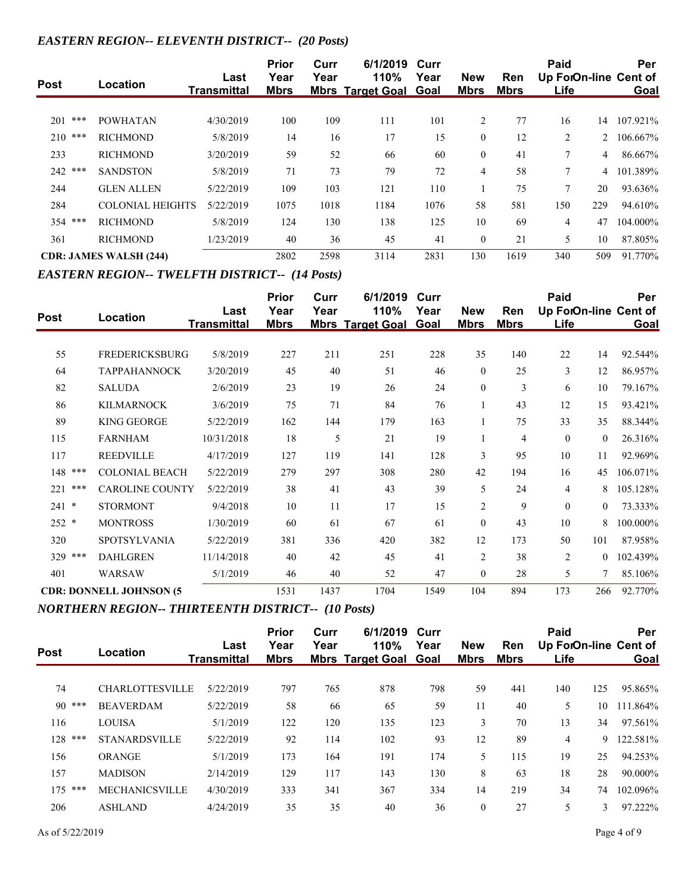### *EASTERN REGION-- ELEVENTH DISTRICT-- (20 Posts)*

| Post | Location | Last Transmittal | Prior Year Mbrs | Curr Year Mbrs | 6/1/2019 110% Target Goal | Curr Year Goal | New Mbrs | Ren Mbrs | Paid Up For Life | On-line | Per Cent of Goal |
|---|---|---|---|---|---|---|---|---|---|---|---|
| 201 *** | POWHATAN | 4/30/2019 | 100 | 109 | 111 | 101 | 2 | 77 | 16 | 14 | 107.921% |
| 210 *** | RICHMOND | 5/8/2019 | 14 | 16 | 17 | 15 | 0 | 12 | 2 | 2 | 106.667% |
| 233 | RICHMOND | 3/20/2019 | 59 | 52 | 66 | 60 | 0 | 41 | 7 | 4 | 86.667% |
| 242 *** | SANDSTON | 5/8/2019 | 71 | 73 | 79 | 72 | 4 | 58 | 7 | 4 | 101.389% |
| 244 | GLEN ALLEN | 5/22/2019 | 109 | 103 | 121 | 110 | 1 | 75 | 7 | 20 | 93.636% |
| 284 | COLONIAL HEIGHTS | 5/22/2019 | 1075 | 1018 | 1184 | 1076 | 58 | 581 | 150 | 229 | 94.610% |
| 354 *** | RICHMOND | 5/8/2019 | 124 | 130 | 138 | 125 | 10 | 69 | 4 | 47 | 104.000% |
| 361 | RICHMOND | 1/23/2019 | 40 | 36 | 45 | 41 | 0 | 21 | 5 | 10 | 87.805% |
| **CDR: JAMES WALSH (244)** | | | 2802 | 2598 | 3114 | 2831 | 130 | 1619 | 340 | 509 | 91.770% |

### *EASTERN REGION-- TWELFTH DISTRICT-- (14 Posts)*

| Post | Location | Last Transmittal | Prior Year Mbrs | Curr Year Mbrs | 6/1/2019 110% Target Goal | Curr Year Goal | New Mbrs | Ren Mbrs | Paid Up For Life | On-line | Per Cent of Goal |
|---|---|---|---|---|---|---|---|---|---|---|---|
| 55 | FREDERICKSBURG | 5/8/2019 | 227 | 211 | 251 | 228 | 35 | 140 | 22 | 14 | 92.544% |
| 64 | TAPPAHANNOCK | 3/20/2019 | 45 | 40 | 51 | 46 | 0 | 25 | 3 | 12 | 86.957% |
| 82 | SALUDA | 2/6/2019 | 23 | 19 | 26 | 24 | 0 | 3 | 6 | 10 | 79.167% |
| 86 | KILMARNOCK | 3/6/2019 | 75 | 71 | 84 | 76 | 1 | 43 | 12 | 15 | 93.421% |
| 89 | KING GEORGE | 5/22/2019 | 162 | 144 | 179 | 163 | 1 | 75 | 33 | 35 | 88.344% |
| 115 | FARNHAM | 10/31/2018 | 18 | 5 | 21 | 19 | 1 | 4 | 0 | 0 | 26.316% |
| 117 | REEDVILLE | 4/17/2019 | 127 | 119 | 141 | 128 | 3 | 95 | 10 | 11 | 92.969% |
| 148 *** | COLONIAL BEACH | 5/22/2019 | 279 | 297 | 308 | 280 | 42 | 194 | 16 | 45 | 106.071% |
| 221 *** | CAROLINE COUNTY | 5/22/2019 | 38 | 41 | 43 | 39 | 5 | 24 | 4 | 8 | 105.128% |
| 241 * | STORMONT | 9/4/2018 | 10 | 11 | 17 | 15 | 2 | 9 | 0 | 0 | 73.333% |
| 252 * | MONTROSS | 1/30/2019 | 60 | 61 | 67 | 61 | 0 | 43 | 10 | 8 | 100.000% |
| 320 | SPOTSYLVANIA | 5/22/2019 | 381 | 336 | 420 | 382 | 12 | 173 | 50 | 101 | 87.958% |
| 329 *** | DAHLGREN | 11/14/2018 | 40 | 42 | 45 | 41 | 2 | 38 | 2 | 0 | 102.439% |
| 401 | WARSAW | 5/1/2019 | 46 | 40 | 52 | 47 | 0 | 28 | 5 | 7 | 85.106% |
| **CDR: DONNELL JOHNSON (5** | | | 1531 | 1437 | 1704 | 1549 | 104 | 894 | 173 | 266 | 92.770% |

### *NORTHERN REGION-- THIRTEENTH DISTRICT-- (10 Posts)*

| Post | Location | Last Transmittal | Prior Year Mbrs | Curr Year Mbrs | 6/1/2019 110% Target Goal | Curr Year Goal | New Mbrs | Ren Mbrs | Paid Up For Life | On-line | Per Cent of Goal |
|---|---|---|---|---|---|---|---|---|---|---|---|
| 74 | CHARLOTTESVILLE | 5/22/2019 | 797 | 765 | 878 | 798 | 59 | 441 | 140 | 125 | 95.865% |
| 90 *** | BEAVERDAM | 5/22/2019 | 58 | 66 | 65 | 59 | 11 | 40 | 5 | 10 | 111.864% |
| 116 | LOUISA | 5/1/2019 | 122 | 120 | 135 | 123 | 3 | 70 | 13 | 34 | 97.561% |
| 128 *** | STANARDSVILLE | 5/22/2019 | 92 | 114 | 102 | 93 | 12 | 89 | 4 | 9 | 122.581% |
| 156 | ORANGE | 5/1/2019 | 173 | 164 | 191 | 174 | 5 | 115 | 19 | 25 | 94.253% |
| 157 | MADISON | 2/14/2019 | 129 | 117 | 143 | 130 | 8 | 63 | 18 | 28 | 90.000% |
| 175 *** | MECHANICSVILLE | 4/30/2019 | 333 | 341 | 367 | 334 | 14 | 219 | 34 | 74 | 102.096% |
| 206 | ASHLAND | 4/24/2019 | 35 | 35 | 40 | 36 | 0 | 27 | 5 | 3 | 97.222% |

As of 5/22/2019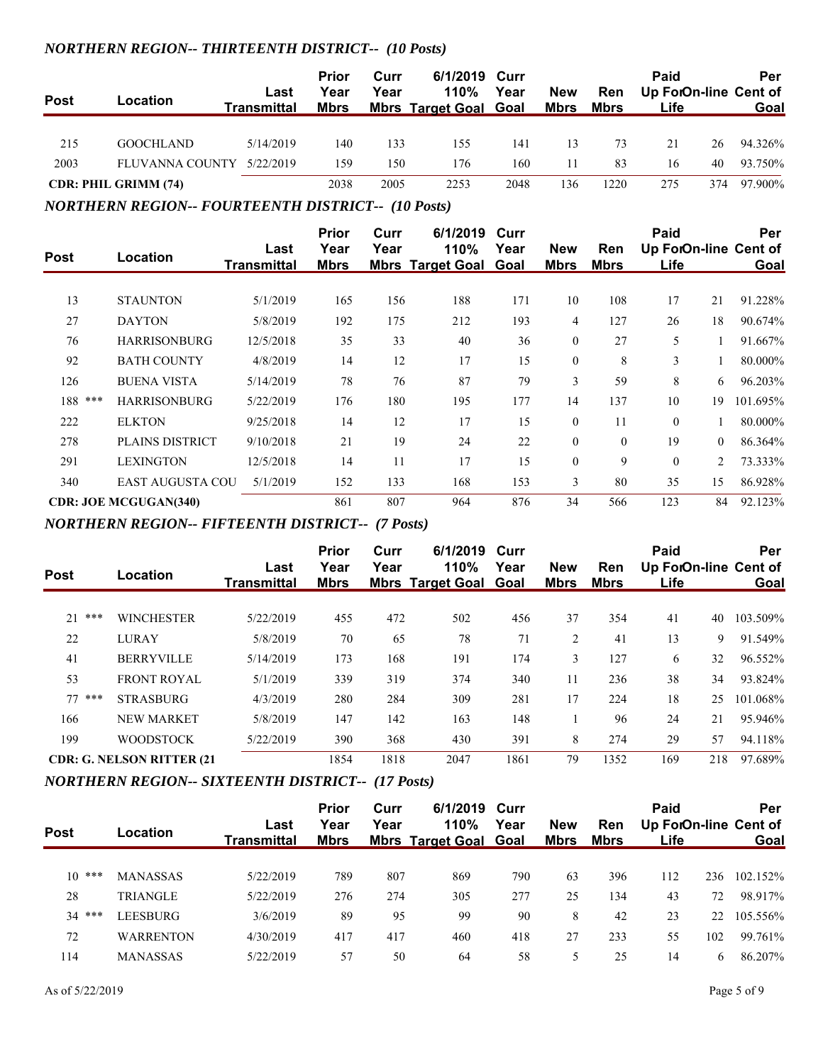### *NORTHERN REGION-- THIRTEENTH DISTRICT-- (10 Posts)*

| Post | Location | Last Transmittal | Prior Year Mbrs | Curr Year Mbrs | 6/1/2019 110% Target Goal | Curr Year Goal | New Mbrs | Ren Mbrs | Paid Up For Life | On-line | Per Cent of Goal |
|---|---|---|---|---|---|---|---|---|---|---|---|
| 215 | GOOCHLAND | 5/14/2019 | 140 | 133 | 155 | 141 | 13 | 73 | 21 | 26 | 94.326% |
| 2003 | FLUVANNA COUNTY | 5/22/2019 | 159 | 150 | 176 | 160 | 11 | 83 | 16 | 40 | 93.750% |
| **CDR: PHIL GRIMM (74)** | | | 2038 | 2005 | 2253 | 2048 | 136 | 1220 | 275 | 374 | 97.900% |

### *NORTHERN REGION-- FOURTEENTH DISTRICT-- (10 Posts)*

| Post | Location | Last Transmittal | Prior Year Mbrs | Curr Year Mbrs | 6/1/2019 110% Target Goal | Curr Year Goal | New Mbrs | Ren Mbrs | Paid Up For Life | On-line | Per Cent of Goal |
|---|---|---|---|---|---|---|---|---|---|---|---|
| 13 | STAUNTON | 5/1/2019 | 165 | 156 | 188 | 171 | 10 | 108 | 17 | 21 | 91.228% |
| 27 | DAYTON | 5/8/2019 | 192 | 175 | 212 | 193 | 4 | 127 | 26 | 18 | 90.674% |
| 76 | HARRISONBURG | 12/5/2018 | 35 | 33 | 40 | 36 | 0 | 27 | 5 | 1 | 91.667% |
| 92 | BATH COUNTY | 4/8/2019 | 14 | 12 | 17 | 15 | 0 | 8 | 3 | 1 | 80.000% |
| 126 | BUENA VISTA | 5/14/2019 | 78 | 76 | 87 | 79 | 3 | 59 | 8 | 6 | 96.203% |
| 188 *** | HARRISONBURG | 5/22/2019 | 176 | 180 | 195 | 177 | 14 | 137 | 10 | 19 | 101.695% |
| 222 | ELKTON | 9/25/2018 | 14 | 12 | 17 | 15 | 0 | 11 | 0 | 1 | 80.000% |
| 278 | PLAINS DISTRICT | 9/10/2018 | 21 | 19 | 24 | 22 | 0 | 0 | 19 | 0 | 86.364% |
| 291 | LEXINGTON | 12/5/2018 | 14 | 11 | 17 | 15 | 0 | 9 | 0 | 2 | 73.333% |
| 340 | EAST AUGUSTA COU | 5/1/2019 | 152 | 133 | 168 | 153 | 3 | 80 | 35 | 15 | 86.928% |
| **CDR: JOE MCGUGAN(340)** | | | 861 | 807 | 964 | 876 | 34 | 566 | 123 | 84 | 92.123% |

### *NORTHERN REGION-- FIFTEENTH DISTRICT-- (7 Posts)*

| Post | Location | Last Transmittal | Prior Year Mbrs | Curr Year Mbrs | 6/1/2019 110% Target Goal | Curr Year Goal | New Mbrs | Ren Mbrs | Paid Up For Life | On-line | Per Cent of Goal |
|---|---|---|---|---|---|---|---|---|---|---|---|
| 21 *** | WINCHESTER | 5/22/2019 | 455 | 472 | 502 | 456 | 37 | 354 | 41 | 40 | 103.509% |
| 22 | LURAY | 5/8/2019 | 70 | 65 | 78 | 71 | 2 | 41 | 13 | 9 | 91.549% |
| 41 | BERRYVILLE | 5/14/2019 | 173 | 168 | 191 | 174 | 3 | 127 | 6 | 32 | 96.552% |
| 53 | FRONT ROYAL | 5/1/2019 | 339 | 319 | 374 | 340 | 11 | 236 | 38 | 34 | 93.824% |
| 77 *** | STRASBURG | 4/3/2019 | 280 | 284 | 309 | 281 | 17 | 224 | 18 | 25 | 101.068% |
| 166 | NEW MARKET | 5/8/2019 | 147 | 142 | 163 | 148 | 1 | 96 | 24 | 21 | 95.946% |
| 199 | WOODSTOCK | 5/22/2019 | 390 | 368 | 430 | 391 | 8 | 274 | 29 | 57 | 94.118% |
| **CDR: G. NELSON RITTER (21** | | | 1854 | 1818 | 2047 | 1861 | 79 | 1352 | 169 | 218 | 97.689% |

### *NORTHERN REGION-- SIXTEENTH DISTRICT-- (17 Posts)*

| Post | Location | Last Transmittal | Prior Year Mbrs | Curr Year Mbrs | 6/1/2019 110% Target Goal | Curr Year Goal | New Mbrs | Ren Mbrs | Paid Up For Life | On-line | Per Cent of Goal |
|---|---|---|---|---|---|---|---|---|---|---|---|
| 10 *** | MANASSAS | 5/22/2019 | 789 | 807 | 869 | 790 | 63 | 396 | 112 | 236 | 102.152% |
| 28 | TRIANGLE | 5/22/2019 | 276 | 274 | 305 | 277 | 25 | 134 | 43 | 72 | 98.917% |
| 34 *** | LEESBURG | 3/6/2019 | 89 | 95 | 99 | 90 | 8 | 42 | 23 | 22 | 105.556% |
| 72 | WARRENTON | 4/30/2019 | 417 | 417 | 460 | 418 | 27 | 233 | 55 | 102 | 99.761% |
| 114 | MANASSAS | 5/22/2019 | 57 | 50 | 64 | 58 | 5 | 25 | 14 | 6 | 86.207% |

As of 5/22/2019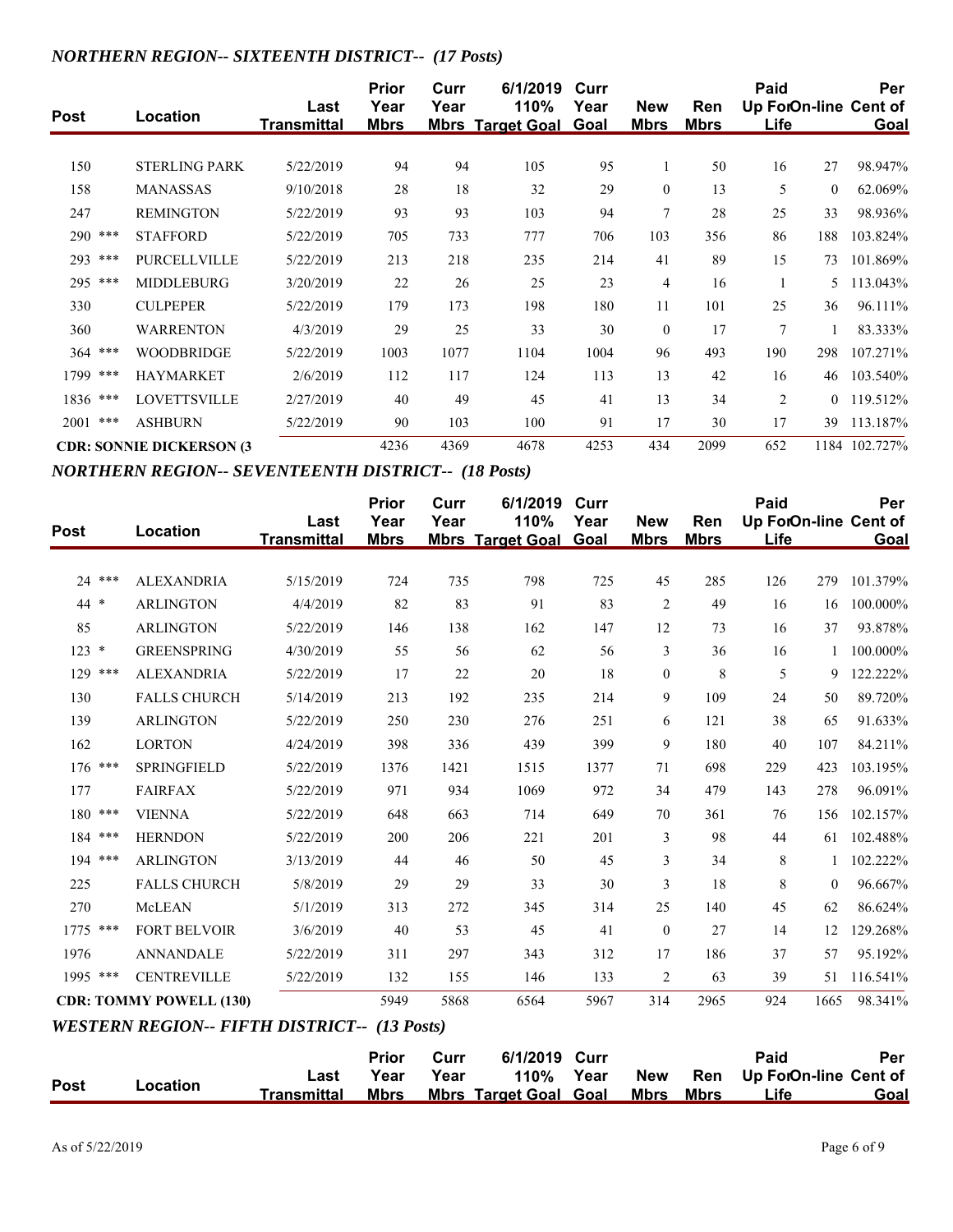### *NORTHERN REGION-- SIXTEENTH DISTRICT-- (17 Posts)*

| Post | Location | Last Transmittal | Prior Year Mbrs | Curr Year Mbrs | 6/1/2019 110% Target Goal | Curr Year Goal | New Mbrs | Ren Mbrs | Paid Up For Life | On-line | Per Cent of Goal |
|---|---|---|---|---|---|---|---|---|---|---|---|
| 150 | STERLING PARK | 5/22/2019 | 94 | 94 | 105 | 95 | 1 | 50 | 16 | 27 | 98.947% |
| 158 | MANASSAS | 9/10/2018 | 28 | 18 | 32 | 29 | 0 | 13 | 5 | 0 | 62.069% |
| 247 | REMINGTON | 5/22/2019 | 93 | 93 | 103 | 94 | 7 | 28 | 25 | 33 | 98.936% |
| 290 *** | STAFFORD | 5/22/2019 | 705 | 733 | 777 | 706 | 103 | 356 | 86 | 188 | 103.824% |
| 293 *** | PURCELLVILLE | 5/22/2019 | 213 | 218 | 235 | 214 | 41 | 89 | 15 | 73 | 101.869% |
| 295 *** | MIDDLEBURG | 3/20/2019 | 22 | 26 | 25 | 23 | 4 | 16 | 1 | 5 | 113.043% |
| 330 | CULPEPER | 5/22/2019 | 179 | 173 | 198 | 180 | 11 | 101 | 25 | 36 | 96.111% |
| 360 | WARRENTON | 4/3/2019 | 29 | 25 | 33 | 30 | 0 | 17 | 7 | 1 | 83.333% |
| 364 *** | WOODBRIDGE | 5/22/2019 | 1003 | 1077 | 1104 | 1004 | 96 | 493 | 190 | 298 | 107.271% |
| 1799 *** | HAYMARKET | 2/6/2019 | 112 | 117 | 124 | 113 | 13 | 42 | 16 | 46 | 103.540% |
| 1836 *** | LOVETTSVILLE | 2/27/2019 | 40 | 49 | 45 | 41 | 13 | 34 | 2 | 0 | 119.512% |
| 2001 *** | ASHBURN | 5/22/2019 | 90 | 103 | 100 | 91 | 17 | 30 | 17 | 39 | 113.187% |
| **CDR: SONNIE DICKERSON (3** | | | 4236 | 4369 | 4678 | 4253 | 434 | 2099 | 652 | 1184 | 102.727% |

### *NORTHERN REGION-- SEVENTEENTH DISTRICT-- (18 Posts)*

| Post | Location | Last Transmittal | Prior Year Mbrs | Curr Year Mbrs | 6/1/2019 110% Target Goal | Curr Year Goal | New Mbrs | Ren Mbrs | Paid Up For Life | On-line | Per Cent of Goal |
|---|---|---|---|---|---|---|---|---|---|---|---|
| 24 *** | ALEXANDRIA | 5/15/2019 | 724 | 735 | 798 | 725 | 45 | 285 | 126 | 279 | 101.379% |
| 44 * | ARLINGTON | 4/4/2019 | 82 | 83 | 91 | 83 | 2 | 49 | 16 | 16 | 100.000% |
| 85 | ARLINGTON | 5/22/2019 | 146 | 138 | 162 | 147 | 12 | 73 | 16 | 37 | 93.878% |
| 123 * | GREENSPRING | 4/30/2019 | 55 | 56 | 62 | 56 | 3 | 36 | 16 | 1 | 100.000% |
| 129 *** | ALEXANDRIA | 5/22/2019 | 17 | 22 | 20 | 18 | 0 | 8 | 5 | 9 | 122.222% |
| 130 | FALLS CHURCH | 5/14/2019 | 213 | 192 | 235 | 214 | 9 | 109 | 24 | 50 | 89.720% |
| 139 | ARLINGTON | 5/22/2019 | 250 | 230 | 276 | 251 | 6 | 121 | 38 | 65 | 91.633% |
| 162 | LORTON | 4/24/2019 | 398 | 336 | 439 | 399 | 9 | 180 | 40 | 107 | 84.211% |
| 176 *** | SPRINGFIELD | 5/22/2019 | 1376 | 1421 | 1515 | 1377 | 71 | 698 | 229 | 423 | 103.195% |
| 177 | FAIRFAX | 5/22/2019 | 971 | 934 | 1069 | 972 | 34 | 479 | 143 | 278 | 96.091% |
| 180 *** | VIENNA | 5/22/2019 | 648 | 663 | 714 | 649 | 70 | 361 | 76 | 156 | 102.157% |
| 184 *** | HERNDON | 5/22/2019 | 200 | 206 | 221 | 201 | 3 | 98 | 44 | 61 | 102.488% |
| 194 *** | ARLINGTON | 3/13/2019 | 44 | 46 | 50 | 45 | 3 | 34 | 8 | 1 | 102.222% |
| 225 | FALLS CHURCH | 5/8/2019 | 29 | 29 | 33 | 30 | 3 | 18 | 8 | 0 | 96.667% |
| 270 | McLEAN | 5/1/2019 | 313 | 272 | 345 | 314 | 25 | 140 | 45 | 62 | 86.624% |
| 1775 *** | FORT BELVOIR | 3/6/2019 | 40 | 53 | 45 | 41 | 0 | 27 | 14 | 12 | 129.268% |
| 1976 | ANNANDALE | 5/22/2019 | 311 | 297 | 343 | 312 | 17 | 186 | 37 | 57 | 95.192% |
| 1995 *** | CENTREVILLE | 5/22/2019 | 132 | 155 | 146 | 133 | 2 | 63 | 39 | 51 | 116.541% |
| **CDR: TOMMY POWELL (130)** | | | 5949 | 5868 | 6564 | 5967 | 314 | 2965 | 924 | 1665 | 98.341% |

### *WESTERN REGION-- FIFTH DISTRICT-- (13 Posts)*

| Post | Location | Last Transmittal | Prior Year Mbrs | Curr Year Mbrs | 6/1/2019 110% Target Goal | Curr Year Goal | New Mbrs | Ren Mbrs | Paid Up For Life | On-line | Per Cent of Goal |
|---|---|---|---|---|---|---|---|---|---|---|---|

As of 5/22/2019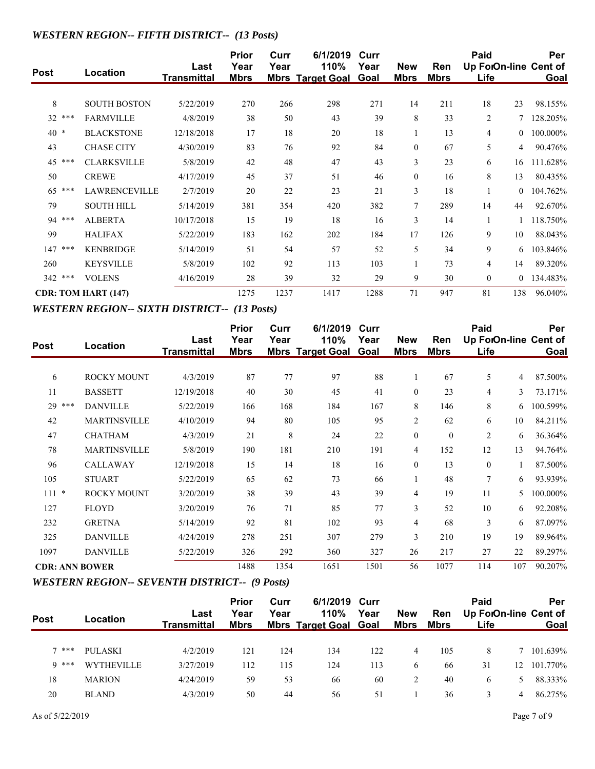### *WESTERN REGION-- FIFTH DISTRICT-- (13 Posts)*

| Post | Location | Last Transmittal | Prior Year Mbrs | Curr Year Mbrs | 6/1/2019 110% Target Goal | Curr Year Goal | New Mbrs | Ren Mbrs | Paid Up For Life | On-line | Per Cent of Goal |
|---|---|---|---|---|---|---|---|---|---|---|---|
| 8 | SOUTH BOSTON | 5/22/2019 | 270 | 266 | 298 | 271 | 14 | 211 | 18 | 23 | 98.155% |
| 32 *** | FARMVILLE | 4/8/2019 | 38 | 50 | 43 | 39 | 8 | 33 | 2 | 7 | 128.205% |
| 40 * | BLACKSTONE | 12/18/2018 | 17 | 18 | 20 | 18 | 1 | 13 | 4 | 0 | 100.000% |
| 43 | CHASE CITY | 4/30/2019 | 83 | 76 | 92 | 84 | 0 | 67 | 5 | 4 | 90.476% |
| 45 *** | CLARKSVILLE | 5/8/2019 | 42 | 48 | 47 | 43 | 3 | 23 | 6 | 16 | 111.628% |
| 50 | CREWE | 4/17/2019 | 45 | 37 | 51 | 46 | 0 | 16 | 8 | 13 | 80.435% |
| 65 *** | LAWRENCEVILLE | 2/7/2019 | 20 | 22 | 23 | 21 | 3 | 18 | 1 | 0 | 104.762% |
| 79 | SOUTH HILL | 5/14/2019 | 381 | 354 | 420 | 382 | 7 | 289 | 14 | 44 | 92.670% |
| 94 *** | ALBERTA | 10/17/2018 | 15 | 19 | 18 | 16 | 3 | 14 | 1 | 1 | 118.750% |
| 99 | HALIFAX | 5/22/2019 | 183 | 162 | 202 | 184 | 17 | 126 | 9 | 10 | 88.043% |
| 147 *** | KENBRIDGE | 5/14/2019 | 51 | 54 | 57 | 52 | 5 | 34 | 9 | 6 | 103.846% |
| 260 | KEYSVILLE | 5/8/2019 | 102 | 92 | 113 | 103 | 1 | 73 | 4 | 14 | 89.320% |
| 342 *** | VOLENS | 4/16/2019 | 28 | 39 | 32 | 29 | 9 | 30 | 0 | 0 | 134.483% |
| **CDR: TOM HART (147)** | | | 1275 | 1237 | 1417 | 1288 | 71 | 947 | 81 | 138 | 96.040% |

### *WESTERN REGION-- SIXTH DISTRICT-- (13 Posts)*

| Post | Location | Last Transmittal | Prior Year Mbrs | Curr Year Mbrs | 6/1/2019 110% Target Goal | Curr Year Goal | New Mbrs | Ren Mbrs | Paid Up For Life | On-line | Per Cent of Goal |
|---|---|---|---|---|---|---|---|---|---|---|---|
| 6 | ROCKY MOUNT | 4/3/2019 | 87 | 77 | 97 | 88 | 1 | 67 | 5 | 4 | 87.500% |
| 11 | BASSETT | 12/19/2018 | 40 | 30 | 45 | 41 | 0 | 23 | 4 | 3 | 73.171% |
| 29 *** | DANVILLE | 5/22/2019 | 166 | 168 | 184 | 167 | 8 | 146 | 8 | 6 | 100.599% |
| 42 | MARTINSVILLE | 4/10/2019 | 94 | 80 | 105 | 95 | 2 | 62 | 6 | 10 | 84.211% |
| 47 | CHATHAM | 4/3/2019 | 21 | 8 | 24 | 22 | 0 | 0 | 2 | 6 | 36.364% |
| 78 | MARTINSVILLE | 5/8/2019 | 190 | 181 | 210 | 191 | 4 | 152 | 12 | 13 | 94.764% |
| 96 | CALLAWAY | 12/19/2018 | 15 | 14 | 18 | 16 | 0 | 13 | 0 | 1 | 87.500% |
| 105 | STUART | 5/22/2019 | 65 | 62 | 73 | 66 | 1 | 48 | 7 | 6 | 93.939% |
| 111 * | ROCKY MOUNT | 3/20/2019 | 38 | 39 | 43 | 39 | 4 | 19 | 11 | 5 | 100.000% |
| 127 | FLOYD | 3/20/2019 | 76 | 71 | 85 | 77 | 3 | 52 | 10 | 6 | 92.208% |
| 232 | GRETNA | 5/14/2019 | 92 | 81 | 102 | 93 | 4 | 68 | 3 | 6 | 87.097% |
| 325 | DANVILLE | 4/24/2019 | 278 | 251 | 307 | 279 | 3 | 210 | 19 | 19 | 89.964% |
| 1097 | DANVILLE | 5/22/2019 | 326 | 292 | 360 | 327 | 26 | 217 | 27 | 22 | 89.297% |
| **CDR: ANN BOWER** | | | 1488 | 1354 | 1651 | 1501 | 56 | 1077 | 114 | 107 | 90.207% |

### *WESTERN REGION-- SEVENTH DISTRICT-- (9 Posts)*

| Post | Location | Last Transmittal | Prior Year Mbrs | Curr Year Mbrs | 6/1/2019 110% Target Goal | Curr Year Goal | New Mbrs | Ren Mbrs | Paid Up For Life | On-line | Per Cent of Goal |
|---|---|---|---|---|---|---|---|---|---|---|---|
| 7 *** | PULASKI | 4/2/2019 | 121 | 124 | 134 | 122 | 4 | 105 | 8 | 7 | 101.639% |
| 9 *** | WYTHEVILLE | 3/27/2019 | 112 | 115 | 124 | 113 | 6 | 66 | 31 | 12 | 101.770% |
| 18 | MARION | 4/24/2019 | 59 | 53 | 66 | 60 | 2 | 40 | 6 | 5 | 88.333% |
| 20 | BLAND | 4/3/2019 | 50 | 44 | 56 | 51 | 1 | 36 | 3 | 4 | 86.275% |

As of 5/22/2019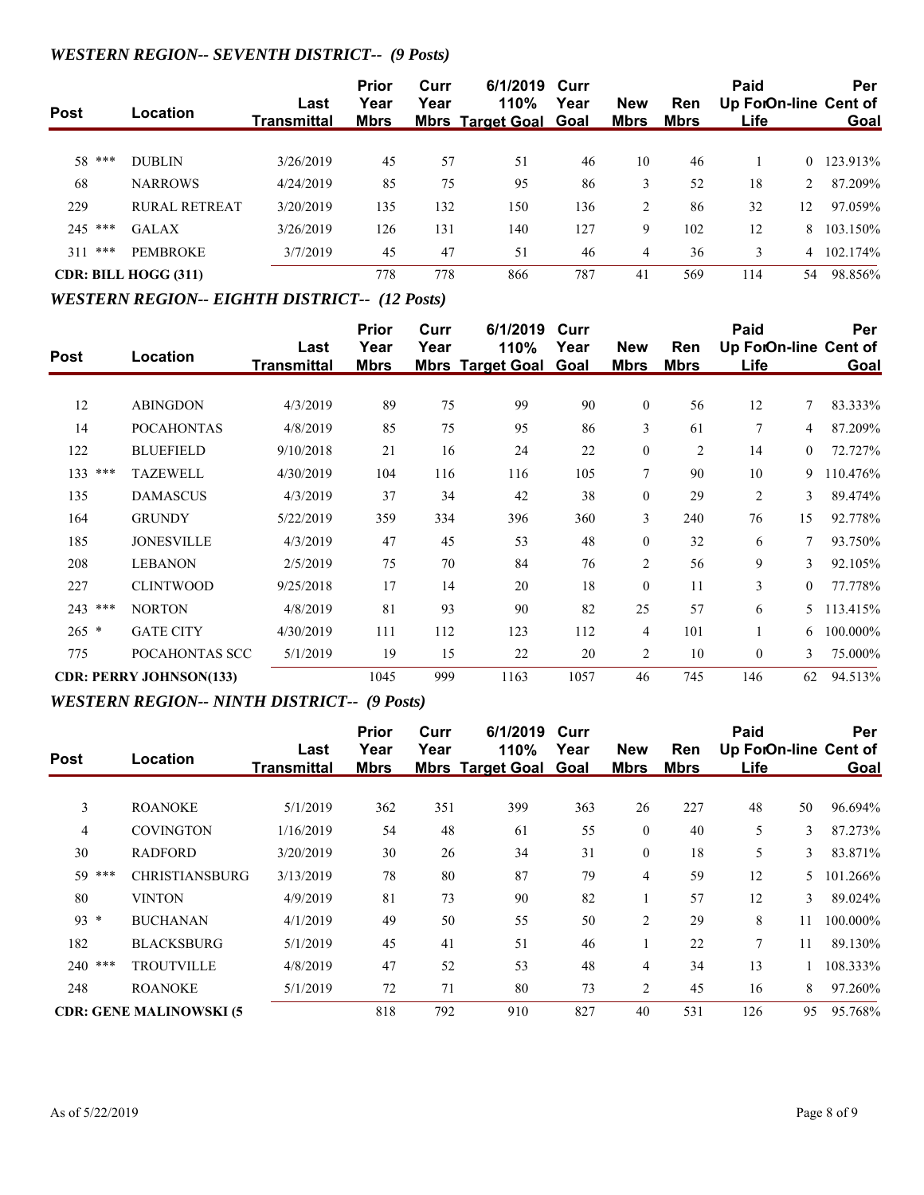### *WESTERN REGION-- SEVENTH DISTRICT-- (9 Posts)*

| Post | | Location | Last Transmittal | Prior Year Mbrs | Curr Year Mbrs | 6/1/2019 110% Target Goal | Curr Year Goal | New Mbrs | Ren Mbrs | Paid Up For Life | On-line | Per Cent of Goal |
|---|---|---|---|---|---|---|---|---|---|---|---|---|
| 58 | *** | DUBLIN | 3/26/2019 | 45 | 57 | 51 | 46 | 10 | 46 | 1 | 0 | 123.913% |
| 68 | | NARROWS | 4/24/2019 | 85 | 75 | 95 | 86 | 3 | 52 | 18 | 2 | 87.209% |
| 229 | | RURAL RETREAT | 3/20/2019 | 135 | 132 | 150 | 136 | 2 | 86 | 32 | 12 | 97.059% |
| 245 | *** | GALAX | 3/26/2019 | 126 | 131 | 140 | 127 | 9 | 102 | 12 | 8 | 103.150% |
| 311 | *** | PEMBROKE | 3/7/2019 | 45 | 47 | 51 | 46 | 4 | 36 | 3 | 4 | 102.174% |
| **CDR: BILL HOGG (311)** | | | | 778 | 778 | 866 | 787 | 41 | 569 | 114 | 54 | 98.856% |

### *WESTERN REGION-- EIGHTH DISTRICT-- (12 Posts)*

| Post | | Location | Last Transmittal | Prior Year Mbrs | Curr Year Mbrs | 6/1/2019 110% Target Goal | Curr Year Goal | New Mbrs | Ren Mbrs | Paid Up For Life | On-line | Per Cent of Goal |
|---|---|---|---|---|---|---|---|---|---|---|---|---|
| 12 | | ABINGDON | 4/3/2019 | 89 | 75 | 99 | 90 | 0 | 56 | 12 | 7 | 83.333% |
| 14 | | POCAHONTAS | 4/8/2019 | 85 | 75 | 95 | 86 | 3 | 61 | 7 | 4 | 87.209% |
| 122 | | BLUEFIELD | 9/10/2018 | 21 | 16 | 24 | 22 | 0 | 2 | 14 | 0 | 72.727% |
| 133 | *** | TAZEWELL | 4/30/2019 | 104 | 116 | 116 | 105 | 7 | 90 | 10 | 9 | 110.476% |
| 135 | | DAMASCUS | 4/3/2019 | 37 | 34 | 42 | 38 | 0 | 29 | 2 | 3 | 89.474% |
| 164 | | GRUNDY | 5/22/2019 | 359 | 334 | 396 | 360 | 3 | 240 | 76 | 15 | 92.778% |
| 185 | | JONESVILLE | 4/3/2019 | 47 | 45 | 53 | 48 | 0 | 32 | 6 | 7 | 93.750% |
| 208 | | LEBANON | 2/5/2019 | 75 | 70 | 84 | 76 | 2 | 56 | 9 | 3 | 92.105% |
| 227 | | CLINTWOOD | 9/25/2018 | 17 | 14 | 20 | 18 | 0 | 11 | 3 | 0 | 77.778% |
| 243 | *** | NORTON | 4/8/2019 | 81 | 93 | 90 | 82 | 25 | 57 | 6 | 5 | 113.415% |
| 265 | * | GATE CITY | 4/30/2019 | 111 | 112 | 123 | 112 | 4 | 101 | 1 | 6 | 100.000% |
| 775 | | POCAHONTAS SCC | 5/1/2019 | 19 | 15 | 22 | 20 | 2 | 10 | 0 | 3 | 75.000% |
| **CDR: PERRY JOHNSON(133)** | | | | 1045 | 999 | 1163 | 1057 | 46 | 745 | 146 | 62 | 94.513% |

### *WESTERN REGION-- NINTH DISTRICT-- (9 Posts)*

| Post | | Location | Last Transmittal | Prior Year Mbrs | Curr Year Mbrs | 6/1/2019 110% Target Goal | Curr Year Goal | New Mbrs | Ren Mbrs | Paid Up For Life | On-line | Per Cent of Goal |
|---|---|---|---|---|---|---|---|---|---|---|---|---|
| 3 | | ROANOKE | 5/1/2019 | 362 | 351 | 399 | 363 | 26 | 227 | 48 | 50 | 96.694% |
| 4 | | COVINGTON | 1/16/2019 | 54 | 48 | 61 | 55 | 0 | 40 | 5 | 3 | 87.273% |
| 30 | | RADFORD | 3/20/2019 | 30 | 26 | 34 | 31 | 0 | 18 | 5 | 3 | 83.871% |
| 59 | *** | CHRISTIANSBURG | 3/13/2019 | 78 | 80 | 87 | 79 | 4 | 59 | 12 | 5 | 101.266% |
| 80 | | VINTON | 4/9/2019 | 81 | 73 | 90 | 82 | 1 | 57 | 12 | 3 | 89.024% |
| 93 | * | BUCHANAN | 4/1/2019 | 49 | 50 | 55 | 50 | 2 | 29 | 8 | 11 | 100.000% |
| 182 | | BLACKSBURG | 5/1/2019 | 45 | 41 | 51 | 46 | 1 | 22 | 7 | 11 | 89.130% |
| 240 | *** | TROUTVILLE | 4/8/2019 | 47 | 52 | 53 | 48 | 4 | 34 | 13 | 1 | 108.333% |
| 248 | | ROANOKE | 5/1/2019 | 72 | 71 | 80 | 73 | 2 | 45 | 16 | 8 | 97.260% |
| **CDR: GENE MALINOWSKI (5** | | | | 818 | 792 | 910 | 827 | 40 | 531 | 126 | 95 | 95.768% |

As of 5/22/2019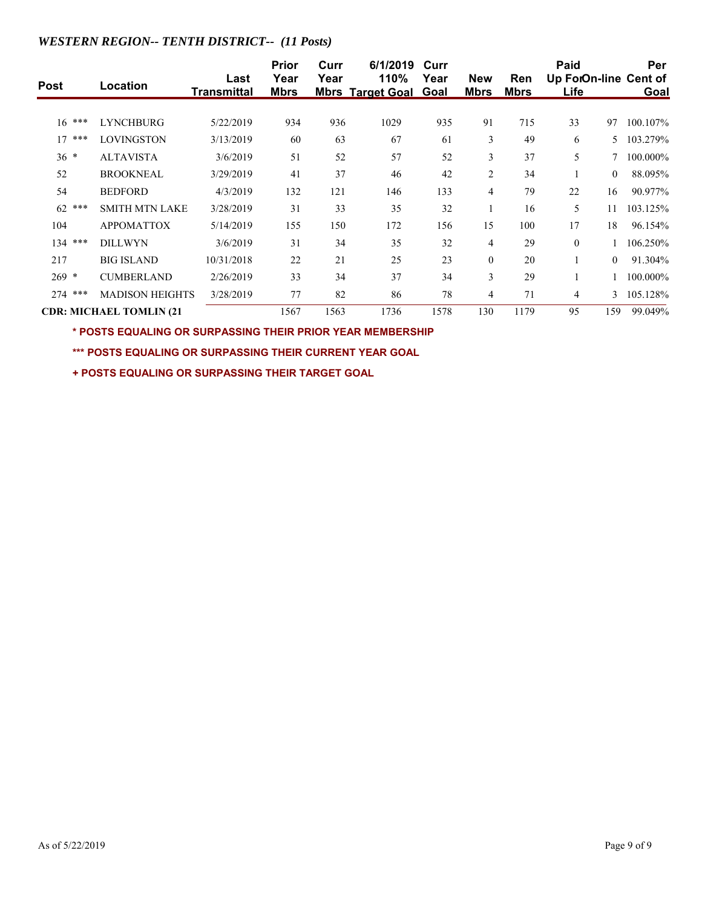## *WESTERN REGION-- TENTH DISTRICT-- (11 Posts)*

| Post | | Location | Last Transmittal | Prior Year Mbrs | Curr Year Mbrs | 6/1/2019 110% Target Goal | Curr Year Goal | New Mbrs | Ren Mbrs | Paid Up For Life | On-line | Per Cent of Goal |
|---|---|---|---|---|---|---|---|---|---|---|---|---|
| 16 | *** | LYNCHBURG | 5/22/2019 | 934 | 936 | 1029 | 935 | 91 | 715 | 33 | 97 | 100.107% |
| 17 | *** | LOVINGSTON | 3/13/2019 | 60 | 63 | 67 | 61 | 3 | 49 | 6 | 5 | 103.279% |
| 36 | * | ALTAVISTA | 3/6/2019 | 51 | 52 | 57 | 52 | 3 | 37 | 5 | 7 | 100.000% |
| 52 | | BROOKNEAL | 3/29/2019 | 41 | 37 | 46 | 42 | 2 | 34 | 1 | 0 | 88.095% |
| 54 | | BEDFORD | 4/3/2019 | 132 | 121 | 146 | 133 | 4 | 79 | 22 | 16 | 90.977% |
| 62 | *** | SMITH MTN LAKE | 3/28/2019 | 31 | 33 | 35 | 32 | 1 | 16 | 5 | 11 | 103.125% |
| 104 | | APPOMATTOX | 5/14/2019 | 155 | 150 | 172 | 156 | 15 | 100 | 17 | 18 | 96.154% |
| 134 | *** | DILLWYN | 3/6/2019 | 31 | 34 | 35 | 32 | 4 | 29 | 0 | 1 | 106.250% |
| 217 | | BIG ISLAND | 10/31/2018 | 22 | 21 | 25 | 23 | 0 | 20 | 1 | 0 | 91.304% |
| 269 | * | CUMBERLAND | 2/26/2019 | 33 | 34 | 37 | 34 | 3 | 29 | 1 | 1 | 100.000% |
| 274 | *** | MADISON HEIGHTS | 3/28/2019 | 77 | 82 | 86 | 78 | 4 | 71 | 4 | 3 | 105.128% |
| **CDR: MICHAEL TOMLIN (21** | | | | 1567 | 1563 | 1736 | 1578 | 130 | 1179 | 95 | 159 | 99.049% |

**\* POSTS EQUALING OR SURPASSING THEIR PRIOR YEAR MEMBERSHIP**

**\*\*\* POSTS EQUALING OR SURPASSING THEIR CURRENT YEAR GOAL**

**+ POSTS EQUALING OR SURPASSING THEIR TARGET GOAL**

As of 5/22/2019